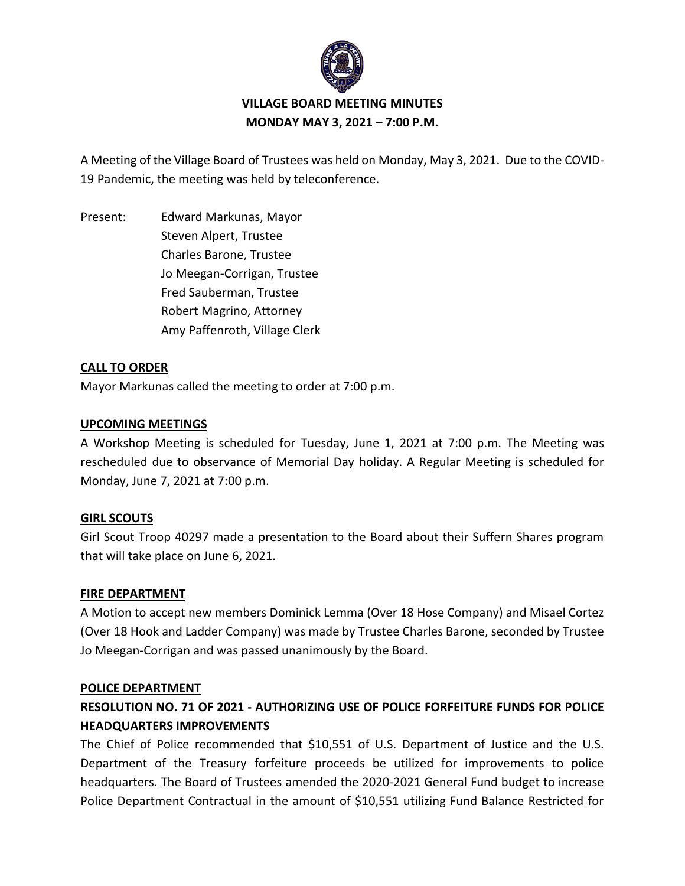# VILLAGE BOARD MEETING MINUTES
## MONDAY MAY 3, 2021 – 7:00 P.M.

A Meeting of the Village Board of Trustees was held on Monday, May 3, 2021. Due to the COVID-19 Pandemic, the meeting was held by teleconference.

Present: Edward Markunas, Mayor
Steven Alpert, Trustee
Charles Barone, Trustee
Jo Meegan-Corrigan, Trustee
Fred Sauberman, Trustee
Robert Magrino, Attorney
Amy Paffenroth, Village Clerk

**CALL TO ORDER**

Mayor Markunas called the meeting to order at 7:00 p.m.

**UPCOMING MEETINGS**

A Workshop Meeting is scheduled for Tuesday, June 1, 2021 at 7:00 p.m. The Meeting was rescheduled due to observance of Memorial Day holiday. A Regular Meeting is scheduled for Monday, June 7, 2021 at 7:00 p.m.

**GIRL SCOUTS**

Girl Scout Troop 40297 made a presentation to the Board about their Suffern Shares program that will take place on June 6, 2021.

**FIRE DEPARTMENT**

A Motion to accept new members Dominick Lemma (Over 18 Hose Company) and Misael Cortez (Over 18 Hook and Ladder Company) was made by Trustee Charles Barone, seconded by Trustee Jo Meegan-Corrigan and was passed unanimously by the Board.

**POLICE DEPARTMENT**

**RESOLUTION NO. 71 OF 2021 - AUTHORIZING USE OF POLICE FORFEITURE FUNDS FOR POLICE HEADQUARTERS IMPROVEMENTS**

The Chief of Police recommended that $10,551 of U.S. Department of Justice and the U.S. Department of the Treasury forfeiture proceeds be utilized for improvements to police headquarters. The Board of Trustees amended the 2020-2021 General Fund budget to increase Police Department Contractual in the amount of $10,551 utilizing Fund Balance Restricted for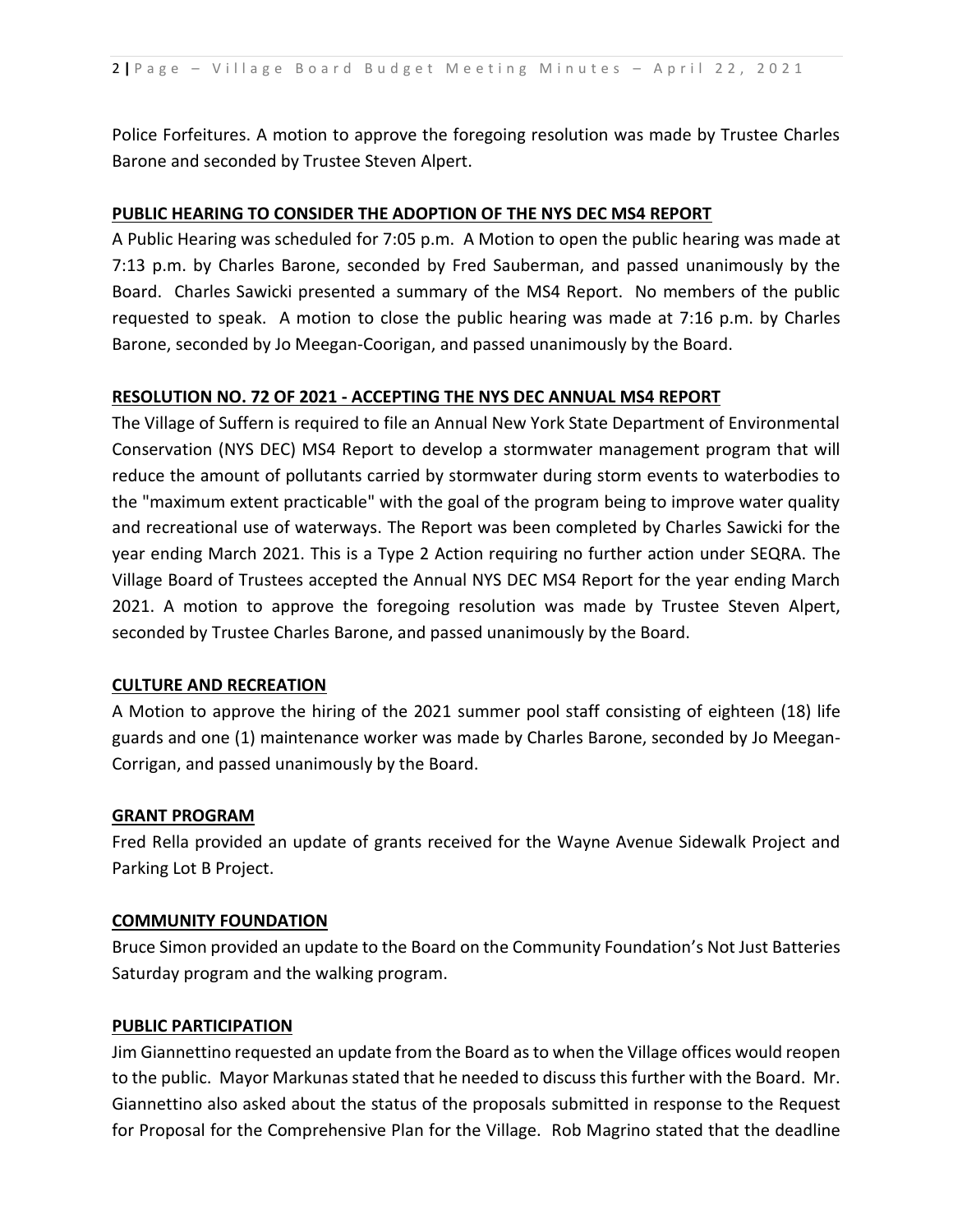Police Forfeitures. A motion to approve the foregoing resolution was made by Trustee Charles Barone and seconded by Trustee Steven Alpert.

**PUBLIC HEARING TO CONSIDER THE ADOPTION OF THE NYS DEC MS4 REPORT**

A Public Hearing was scheduled for 7:05 p.m. A Motion to open the public hearing was made at 7:13 p.m. by Charles Barone, seconded by Fred Sauberman, and passed unanimously by the Board. Charles Sawicki presented a summary of the MS4 Report. No members of the public requested to speak. A motion to close the public hearing was made at 7:16 p.m. by Charles Barone, seconded by Jo Meegan-Coorigan, and passed unanimously by the Board.

**RESOLUTION NO. 72 OF 2021 - ACCEPTING THE NYS DEC ANNUAL MS4 REPORT**

The Village of Suffern is required to file an Annual New York State Department of Environmental Conservation (NYS DEC) MS4 Report to develop a stormwater management program that will reduce the amount of pollutants carried by stormwater during storm events to waterbodies to the "maximum extent practicable" with the goal of the program being to improve water quality and recreational use of waterways. The Report was been completed by Charles Sawicki for the year ending March 2021. This is a Type 2 Action requiring no further action under SEQRA. The Village Board of Trustees accepted the Annual NYS DEC MS4 Report for the year ending March 2021. A motion to approve the foregoing resolution was made by Trustee Steven Alpert, seconded by Trustee Charles Barone, and passed unanimously by the Board.

**CULTURE AND RECREATION**

A Motion to approve the hiring of the 2021 summer pool staff consisting of eighteen (18) life guards and one (1) maintenance worker was made by Charles Barone, seconded by Jo Meegan-Corrigan, and passed unanimously by the Board.

**GRANT PROGRAM**

Fred Rella provided an update of grants received for the Wayne Avenue Sidewalk Project and Parking Lot B Project.

**COMMUNITY FOUNDATION**

Bruce Simon provided an update to the Board on the Community Foundation's Not Just Batteries Saturday program and the walking program.

**PUBLIC PARTICIPATION**

Jim Giannettino requested an update from the Board as to when the Village offices would reopen to the public. Mayor Markunas stated that he needed to discuss this further with the Board. Mr. Giannettino also asked about the status of the proposals submitted in response to the Request for Proposal for the Comprehensive Plan for the Village. Rob Magrino stated that the deadline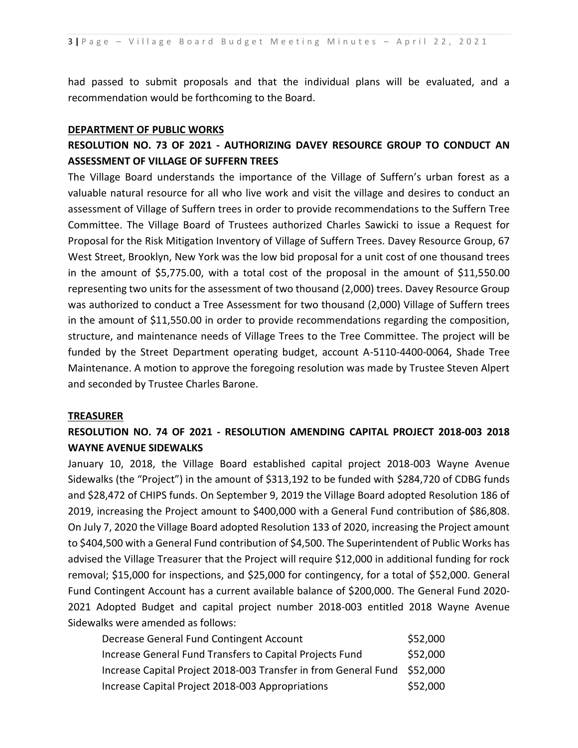had passed to submit proposals and that the individual plans will be evaluated, and a recommendation would be forthcoming to the Board.

**DEPARTMENT OF PUBLIC WORKS**

## RESOLUTION NO. 73 OF 2021 - AUTHORIZING DAVEY RESOURCE GROUP TO CONDUCT AN ASSESSMENT OF VILLAGE OF SUFFERN TREES

The Village Board understands the importance of the Village of Suffern's urban forest as a valuable natural resource for all who live work and visit the village and desires to conduct an assessment of Village of Suffern trees in order to provide recommendations to the Suffern Tree Committee. The Village Board of Trustees authorized Charles Sawicki to issue a Request for Proposal for the Risk Mitigation Inventory of Village of Suffern Trees. Davey Resource Group, 67 West Street, Brooklyn, New York was the low bid proposal for a unit cost of one thousand trees in the amount of $5,775.00, with a total cost of the proposal in the amount of $11,550.00 representing two units for the assessment of two thousand (2,000) trees. Davey Resource Group was authorized to conduct a Tree Assessment for two thousand (2,000) Village of Suffern trees in the amount of $11,550.00 in order to provide recommendations regarding the composition, structure, and maintenance needs of Village Trees to the Tree Committee. The project will be funded by the Street Department operating budget, account A-5110-4400-0064, Shade Tree Maintenance. A motion to approve the foregoing resolution was made by Trustee Steven Alpert and seconded by Trustee Charles Barone.

**TREASURER**

## RESOLUTION NO. 74 OF 2021 - RESOLUTION AMENDING CAPITAL PROJECT 2018-003 2018 WAYNE AVENUE SIDEWALKS

January 10, 2018, the Village Board established capital project 2018-003 Wayne Avenue Sidewalks (the "Project") in the amount of $313,192 to be funded with $284,720 of CDBG funds and $28,472 of CHIPS funds. On September 9, 2019 the Village Board adopted Resolution 186 of 2019, increasing the Project amount to $400,000 with a General Fund contribution of $86,808. On July 7, 2020 the Village Board adopted Resolution 133 of 2020, increasing the Project amount to $404,500 with a General Fund contribution of $4,500. The Superintendent of Public Works has advised the Village Treasurer that the Project will require $12,000 in additional funding for rock removal; $15,000 for inspections, and $25,000 for contingency, for a total of $52,000. General Fund Contingent Account has a current available balance of $200,000. The General Fund 2020-2021 Adopted Budget and capital project number 2018-003 entitled 2018 Wayne Avenue Sidewalks were amended as follows:

| | |
|---|---|
| Decrease General Fund Contingent Account | $52,000 |
| Increase General Fund Transfers to Capital Projects Fund | $52,000 |
| Increase Capital Project 2018-003 Transfer in from General Fund | $52,000 |
| Increase Capital Project 2018-003 Appropriations | $52,000 |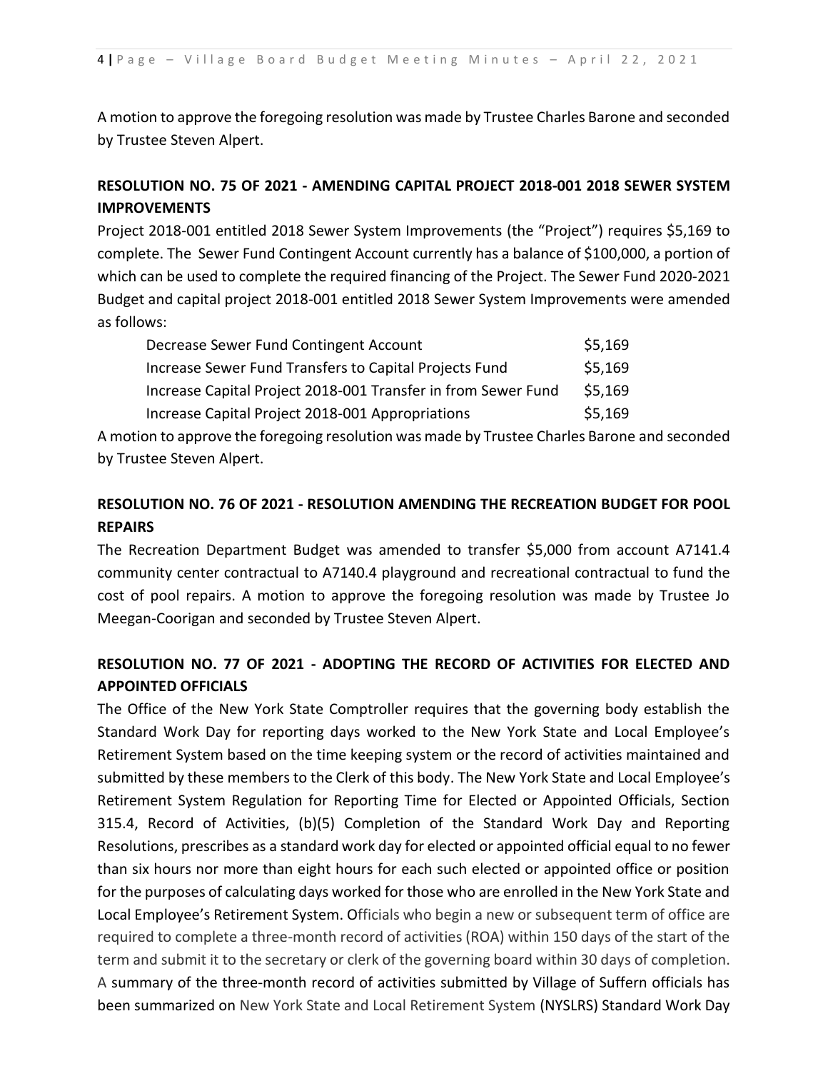A motion to approve the foregoing resolution was made by Trustee Charles Barone and seconded by Trustee Steven Alpert.

**RESOLUTION NO. 75 OF 2021 - AMENDING CAPITAL PROJECT 2018-001 2018 SEWER SYSTEM IMPROVEMENTS**

Project 2018-001 entitled 2018 Sewer System Improvements (the "Project") requires $5,169 to complete. The Sewer Fund Contingent Account currently has a balance of $100,000, a portion of which can be used to complete the required financing of the Project. The Sewer Fund 2020-2021 Budget and capital project 2018-001 entitled 2018 Sewer System Improvements were amended as follows:

| | |
|---|---|
| Decrease Sewer Fund Contingent Account | $5,169 |
| Increase Sewer Fund Transfers to Capital Projects Fund | $5,169 |
| Increase Capital Project 2018-001 Transfer in from Sewer Fund | $5,169 |
| Increase Capital Project 2018-001 Appropriations | $5,169 |

A motion to approve the foregoing resolution was made by Trustee Charles Barone and seconded by Trustee Steven Alpert.

**RESOLUTION NO. 76 OF 2021 - RESOLUTION AMENDING THE RECREATION BUDGET FOR POOL REPAIRS**

The Recreation Department Budget was amended to transfer $5,000 from account A7141.4 community center contractual to A7140.4 playground and recreational contractual to fund the cost of pool repairs. A motion to approve the foregoing resolution was made by Trustee Jo Meegan-Coorigan and seconded by Trustee Steven Alpert.

**RESOLUTION NO. 77 OF 2021 - ADOPTING THE RECORD OF ACTIVITIES FOR ELECTED AND APPOINTED OFFICIALS**

The Office of the New York State Comptroller requires that the governing body establish the Standard Work Day for reporting days worked to the New York State and Local Employee's Retirement System based on the time keeping system or the record of activities maintained and submitted by these members to the Clerk of this body. The New York State and Local Employee's Retirement System Regulation for Reporting Time for Elected or Appointed Officials, Section 315.4, Record of Activities, (b)(5) Completion of the Standard Work Day and Reporting Resolutions, prescribes as a standard work day for elected or appointed official equal to no fewer than six hours nor more than eight hours for each such elected or appointed office or position for the purposes of calculating days worked for those who are enrolled in the New York State and Local Employee's Retirement System. Officials who begin a new or subsequent term of office are required to complete a three-month record of activities (ROA) within 150 days of the start of the term and submit it to the secretary or clerk of the governing board within 30 days of completion. A summary of the three-month record of activities submitted by Village of Suffern officials has been summarized on New York State and Local Retirement System (NYSLRS) Standard Work Day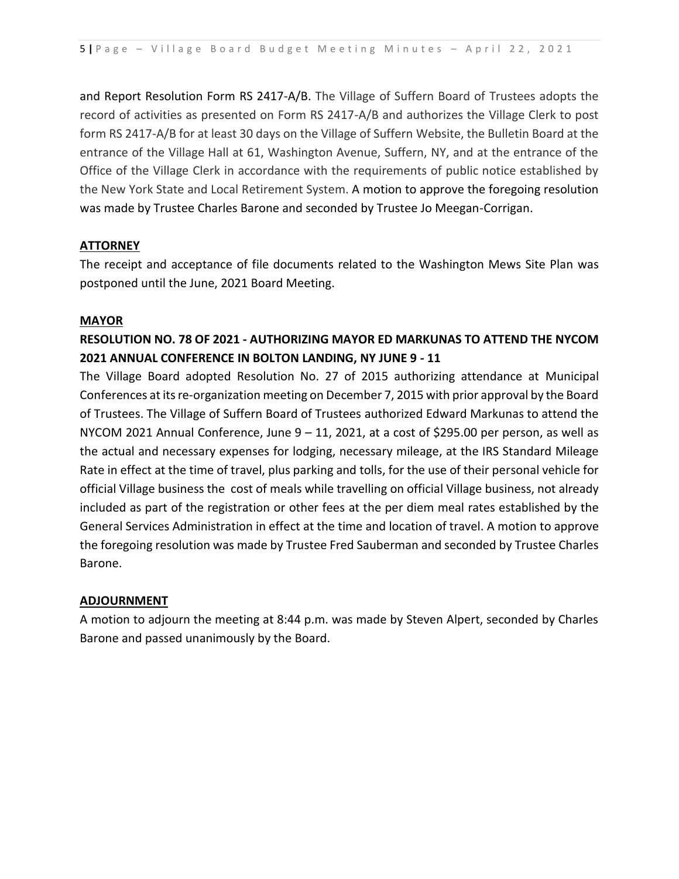and Report Resolution Form RS 2417-A/B. The Village of Suffern Board of Trustees adopts the record of activities as presented on Form RS 2417-A/B and authorizes the Village Clerk to post form RS 2417-A/B for at least 30 days on the Village of Suffern Website, the Bulletin Board at the entrance of the Village Hall at 61, Washington Avenue, Suffern, NY, and at the entrance of the Office of the Village Clerk in accordance with the requirements of public notice established by the New York State and Local Retirement System. A motion to approve the foregoing resolution was made by Trustee Charles Barone and seconded by Trustee Jo Meegan-Corrigan.

**ATTORNEY**

The receipt and acceptance of file documents related to the Washington Mews Site Plan was postponed until the June, 2021 Board Meeting.

**MAYOR**

**RESOLUTION NO. 78 OF 2021 - AUTHORIZING MAYOR ED MARKUNAS TO ATTEND THE NYCOM 2021 ANNUAL CONFERENCE IN BOLTON LANDING, NY JUNE 9 - 11**

The Village Board adopted Resolution No. 27 of 2015 authorizing attendance at Municipal Conferences at its re-organization meeting on December 7, 2015 with prior approval by the Board of Trustees. The Village of Suffern Board of Trustees authorized Edward Markunas to attend the NYCOM 2021 Annual Conference, June 9 – 11, 2021, at a cost of $295.00 per person, as well as the actual and necessary expenses for lodging, necessary mileage, at the IRS Standard Mileage Rate in effect at the time of travel, plus parking and tolls, for the use of their personal vehicle for official Village business the cost of meals while travelling on official Village business, not already included as part of the registration or other fees at the per diem meal rates established by the General Services Administration in effect at the time and location of travel. A motion to approve the foregoing resolution was made by Trustee Fred Sauberman and seconded by Trustee Charles Barone.

**ADJOURNMENT**

A motion to adjourn the meeting at 8:44 p.m. was made by Steven Alpert, seconded by Charles Barone and passed unanimously by the Board.